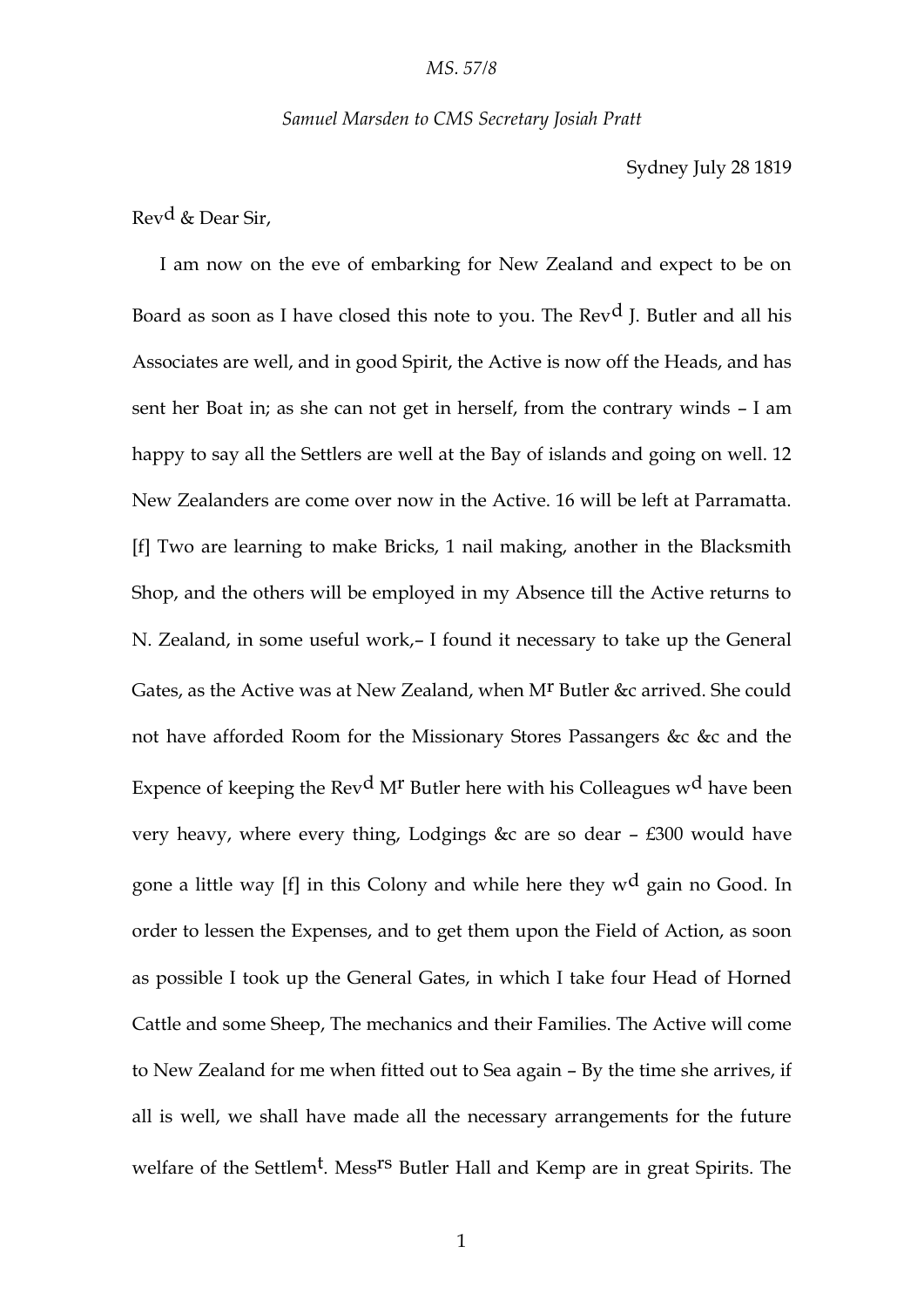*MS. 57/8*

*Samuel Marsden to CMS Secretary Josiah Pratt*

Sydney July 28 1819

Rev[d] & Dear Sir,

I am now on the eve of embarking for New Zealand and expect to be on Board as soon as I have closed this note to you. The Rev[d] J. Butler and all his Associates are well, and in good Spirit, the Active is now off the Heads, and has sent her Boat in; as she can not get in herself, from the contrary winds – I am happy to say all the Settlers are well at the Bay of islands and going on well. 12 New Zealanders are come over now in the Active. 16 will be left at Parramatta. [f] Two are learning to make Bricks, 1 nail making, another in the Blacksmith Shop, and the others will be employed in my Absence till the Active returns to N. Zealand, in some useful work,– I found it necessary to take up the General Gates, as the Active was at New Zealand, when M[r] Butler &c arrived. She could not have afforded Room for the Missionary Stores Passangers &c &c and the Expence of keeping the Rev[d] M[r] Butler here with his Colleagues w[d] have been very heavy, where every thing, Lodgings &c are so dear – £300 would have gone a little way [f] in this Colony and while here they w[d] gain no Good. In order to lessen the Expenses, and to get them upon the Field of Action, as soon as possible I took up the General Gates, in which I take four Head of Horned Cattle and some Sheep, The mechanics and their Families. The Active will come to New Zealand for me when fitted out to Sea again – By the time she arrives, if all is well, we shall have made all the necessary arrangements for the future welfare of the Settlem[t]. Mess[rs] Butler Hall and Kemp are in great Spirits. The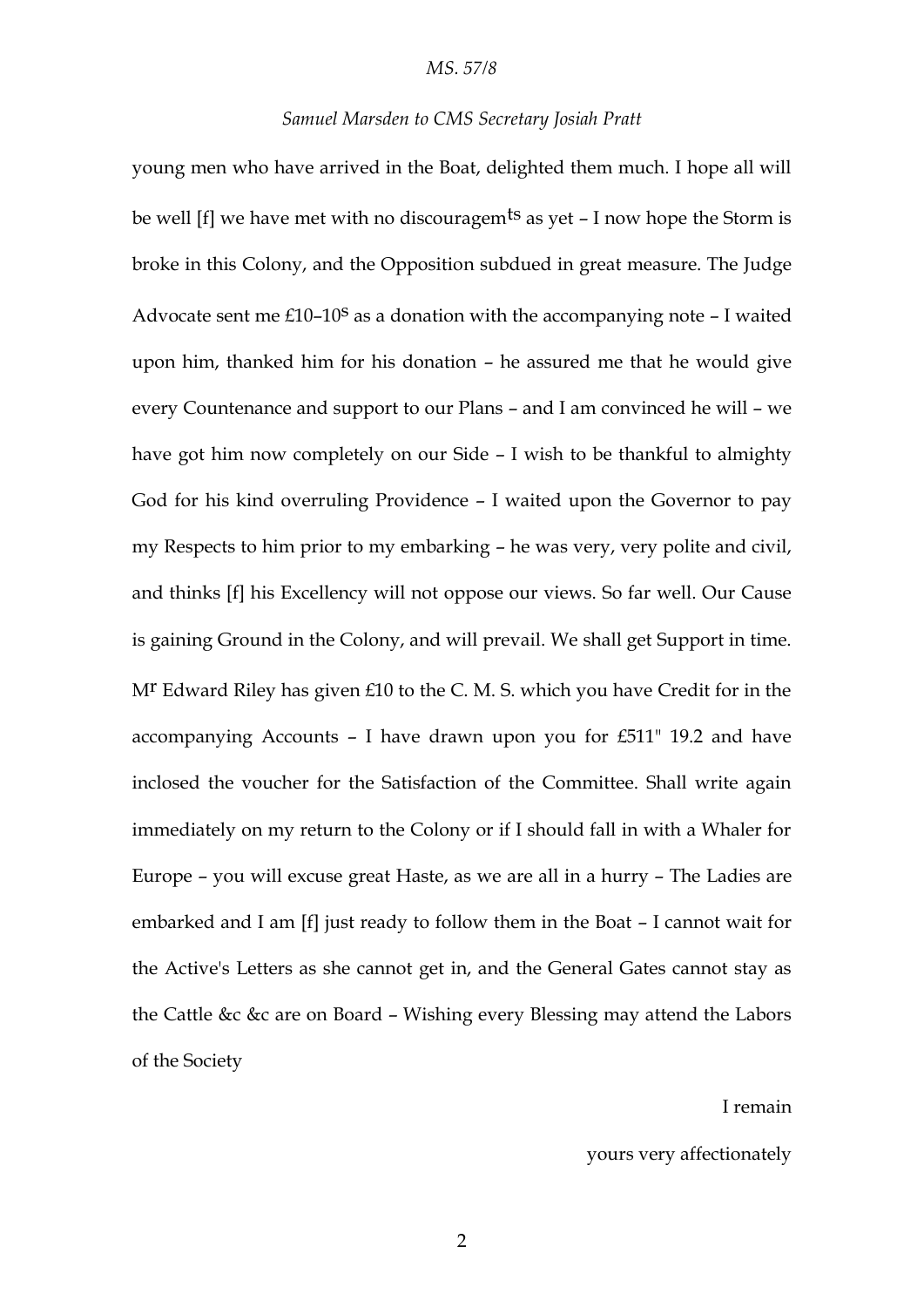young men who have arrived in the Boat, delighted them much. I hope all will be well [f] we have met with no discouragem[ts] as yet – I now hope the Storm is broke in this Colony, and the Opposition subdued in great measure. The Judge Advocate sent me £10–10[s] as a donation with the accompanying note – I waited upon him, thanked him for his donation – he assured me that he would give every Countenance and support to our Plans – and I am convinced he will – we have got him now completely on our Side – I wish to be thankful to almighty God for his kind overruling Providence – I waited upon the Governor to pay my Respects to him prior to my embarking – he was very, very polite and civil, and thinks [f] his Excellency will not oppose our views. So far well. Our Cause is gaining Ground in the Colony, and will prevail. We shall get Support in time. M[r] Edward Riley has given £10 to the C. M. S. which you have Credit for in the accompanying Accounts – I have drawn upon you for £511" 19.2 and have inclosed the voucher for the Satisfaction of the Committee. Shall write again immediately on my return to the Colony or if I should fall in with a Whaler for Europe – you will excuse great Haste, as we are all in a hurry – The Ladies are embarked and I am [f] just ready to follow them in the Boat – I cannot wait for the Active's Letters as she cannot get in, and the General Gates cannot stay as the Cattle &c &c are on Board – Wishing every Blessing may attend the Labors of the Society

I remain

yours very affectionately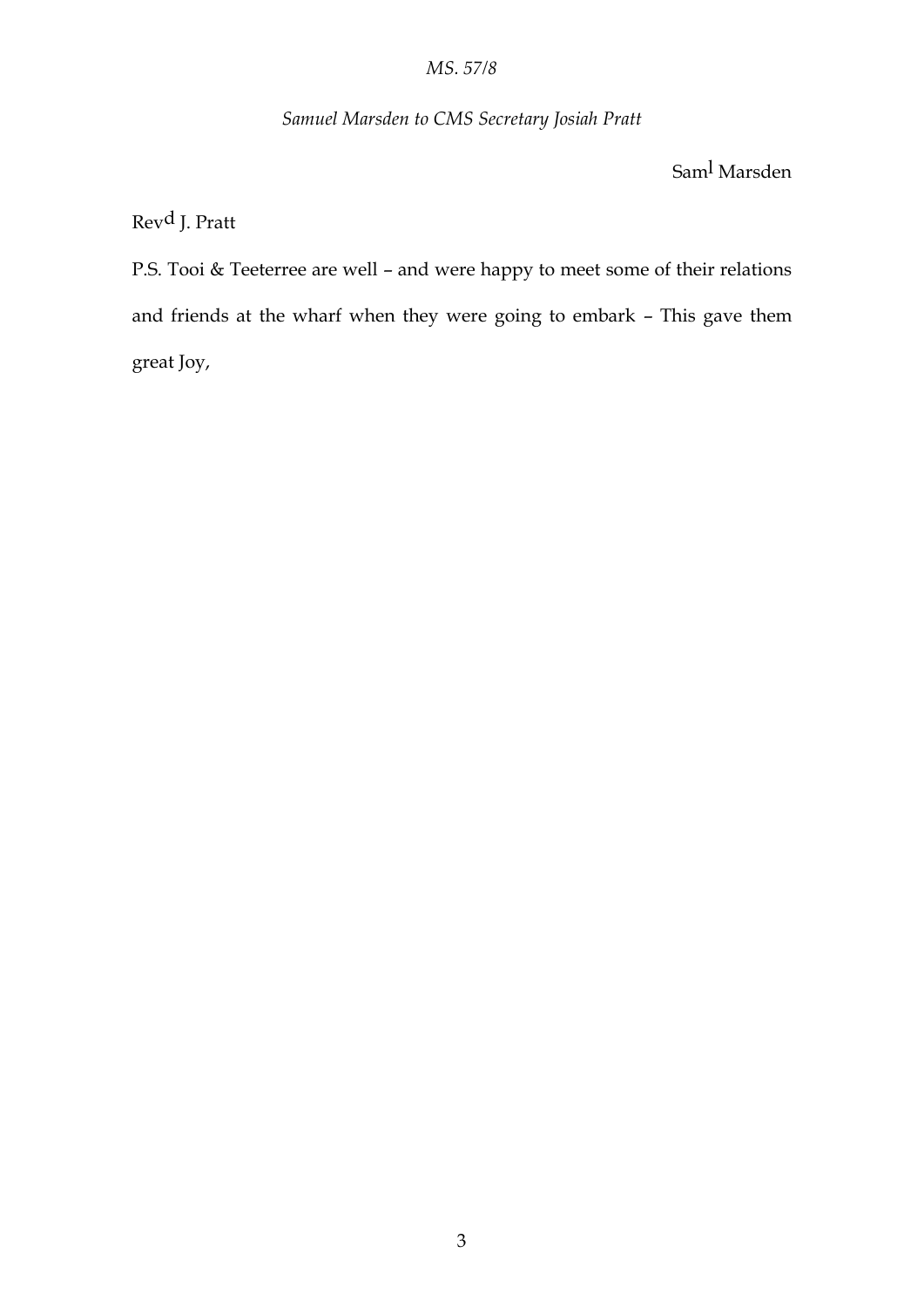Sam$^{l}$ Marsden

Rev$^{d}$ J. Pratt

P.S. Tooi & Teeterree are well – and were happy to meet some of their relations and friends at the wharf when they were going to embark – This gave them great Joy,